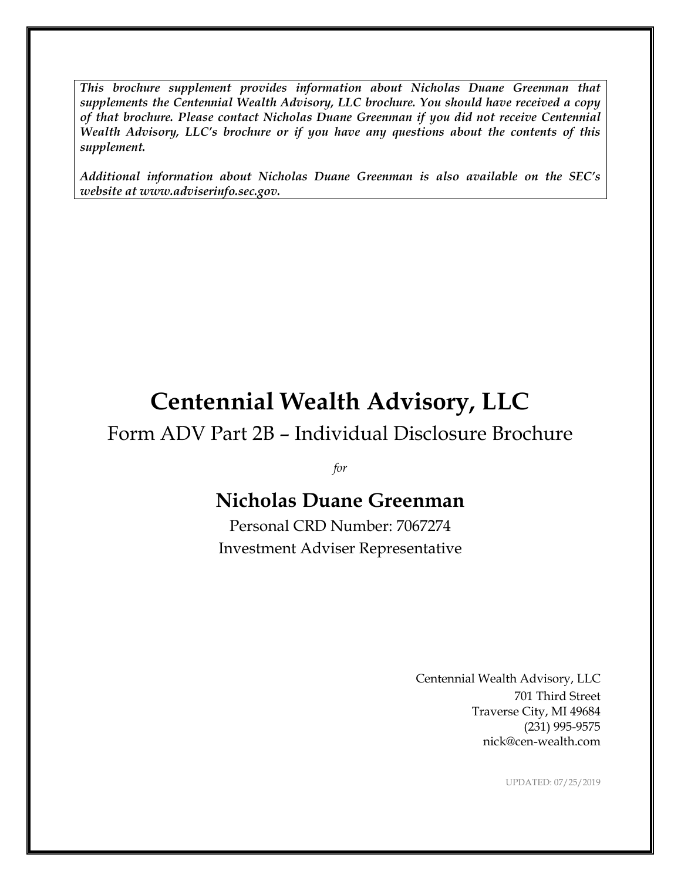***This brochure supplement provides information about Nicholas Duane Greenman that supplements the Centennial Wealth Advisory, LLC brochure. You should have received a copy of that brochure. Please contact Nicholas Duane Greenman if you did not receive Centennial Wealth Advisory, LLC's brochure or if you have any questions about the contents of this supplement.***

***Additional information about Nicholas Duane Greenman is also available on the SEC's website at www.adviserinfo.sec.gov.***

# Centennial Wealth Advisory, LLC

## Form ADV Part 2B – Individual Disclosure Brochure

*for*

## Nicholas Duane Greenman

Personal CRD Number: 7067274
Investment Adviser Representative

Centennial Wealth Advisory, LLC
701 Third Street
Traverse City, MI 49684
(231) 995-9575
nick@cen-wealth.com

UPDATED: 07/25/2019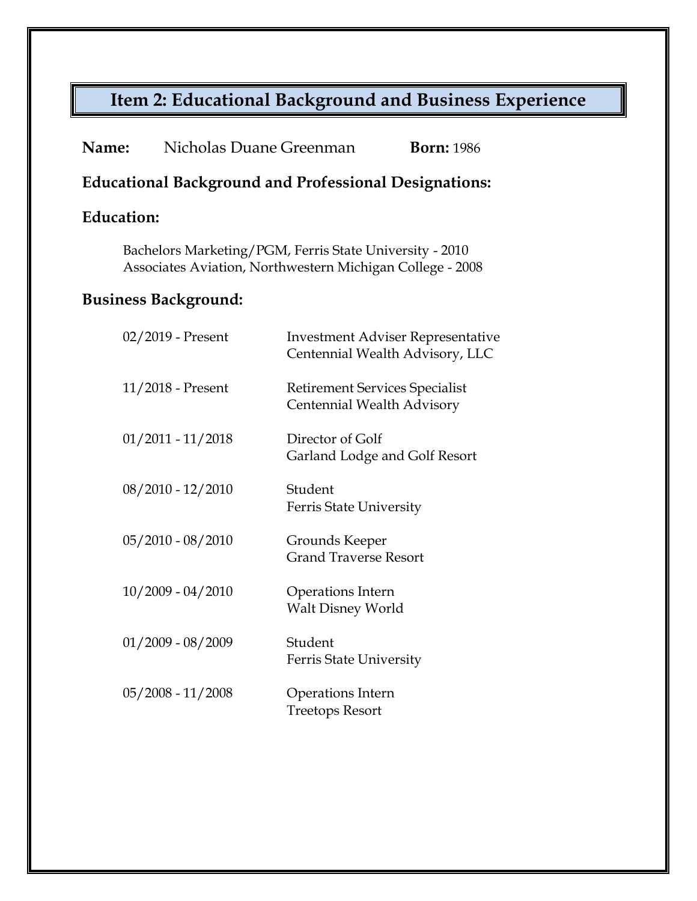# Item 2: Educational Background and Business Experience

**Name:** Nicholas Duane Greenman **Born:** 1986

**Educational Background and Professional Designations:**

**Education:**

Bachelors Marketing/PGM, Ferris State University - 2010
Associates Aviation, Northwestern Michigan College - 2008

**Business Background:**

| | |
|---|---|
| 02/2019 - Present | Investment Adviser Representative<br>Centennial Wealth Advisory, LLC |
| 11/2018 - Present | Retirement Services Specialist<br>Centennial Wealth Advisory |
| 01/2011 - 11/2018 | Director of Golf<br>Garland Lodge and Golf Resort |
| 08/2010 - 12/2010 | Student<br>Ferris State University |
| 05/2010 - 08/2010 | Grounds Keeper<br>Grand Traverse Resort |
| 10/2009 - 04/2010 | Operations Intern<br>Walt Disney World |
| 01/2009 - 08/2009 | Student<br>Ferris State University |
| 05/2008 - 11/2008 | Operations Intern<br>Treetops Resort |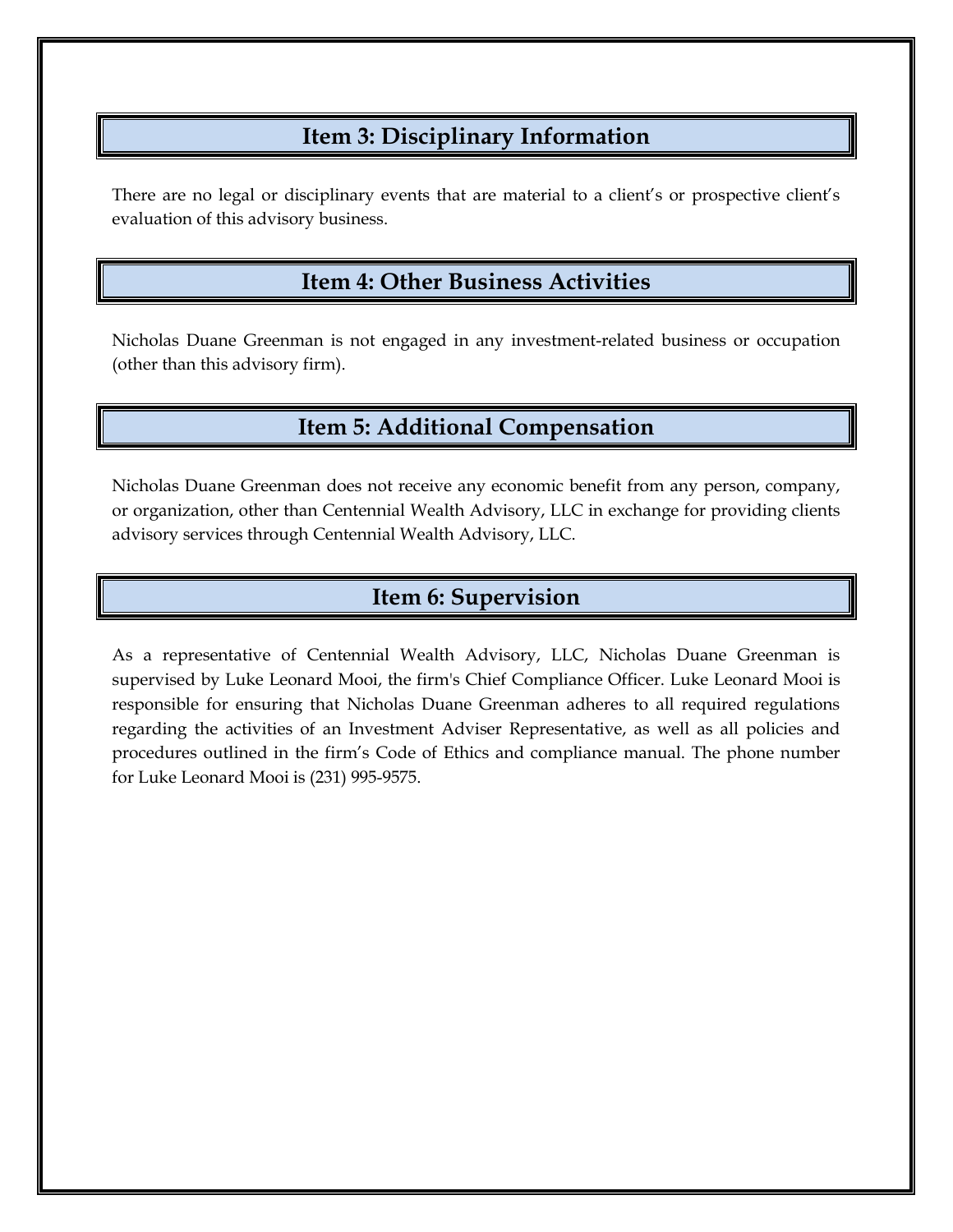## Item 3: Disciplinary Information

There are no legal or disciplinary events that are material to a client's or prospective client's evaluation of this advisory business.

## Item 4: Other Business Activities

Nicholas Duane Greenman is not engaged in any investment-related business or occupation (other than this advisory firm).

## Item 5: Additional Compensation

Nicholas Duane Greenman does not receive any economic benefit from any person, company, or organization, other than Centennial Wealth Advisory, LLC in exchange for providing clients advisory services through Centennial Wealth Advisory, LLC.

## Item 6: Supervision

As a representative of Centennial Wealth Advisory, LLC, Nicholas Duane Greenman is supervised by Luke Leonard Mooi, the firm's Chief Compliance Officer. Luke Leonard Mooi is responsible for ensuring that Nicholas Duane Greenman adheres to all required regulations regarding the activities of an Investment Adviser Representative, as well as all policies and procedures outlined in the firm's Code of Ethics and compliance manual. The phone number for Luke Leonard Mooi is (231) 995-9575.